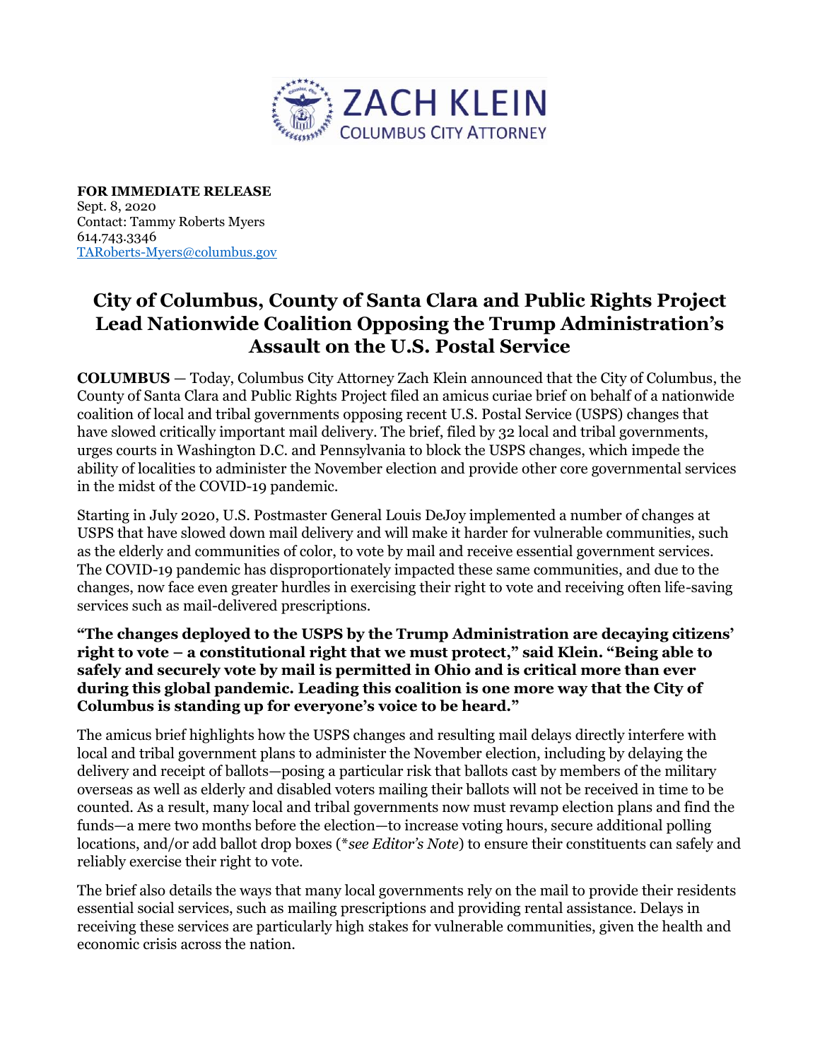ZACH KLEIN
COLUMBUS CITY ATTORNEY

**FOR IMMEDIATE RELEASE**
Sept. 8, 2020
Contact: Tammy Roberts Myers
614.743.3346
TARoberts-Myers@columbus.gov

# City of Columbus, County of Santa Clara and Public Rights Project Lead Nationwide Coalition Opposing the Trump Administration's Assault on the U.S. Postal Service

**COLUMBUS** — Today, Columbus City Attorney Zach Klein announced that the City of Columbus, the County of Santa Clara and Public Rights Project filed an amicus curiae brief on behalf of a nationwide coalition of local and tribal governments opposing recent U.S. Postal Service (USPS) changes that have slowed critically important mail delivery. The brief, filed by 32 local and tribal governments, urges courts in Washington D.C. and Pennsylvania to block the USPS changes, which impede the ability of localities to administer the November election and provide other core governmental services in the midst of the COVID-19 pandemic.

Starting in July 2020, U.S. Postmaster General Louis DeJoy implemented a number of changes at USPS that have slowed down mail delivery and will make it harder for vulnerable communities, such as the elderly and communities of color, to vote by mail and receive essential government services. The COVID-19 pandemic has disproportionately impacted these same communities, and due to the changes, now face even greater hurdles in exercising their right to vote and receiving often life-saving services such as mail-delivered prescriptions.

**"The changes deployed to the USPS by the Trump Administration are decaying citizens' right to vote – a constitutional right that we must protect," said Klein. "Being able to safely and securely vote by mail is permitted in Ohio and is critical more than ever during this global pandemic. Leading this coalition is one more way that the City of Columbus is standing up for everyone's voice to be heard."**

The amicus brief highlights how the USPS changes and resulting mail delays directly interfere with local and tribal government plans to administer the November election, including by delaying the delivery and receipt of ballots—posing a particular risk that ballots cast by members of the military overseas as well as elderly and disabled voters mailing their ballots will not be received in time to be counted. As a result, many local and tribal governments now must revamp election plans and find the funds—a mere two months before the election—to increase voting hours, secure additional polling locations, and/or add ballot drop boxes (*\*see Editor's Note*) to ensure their constituents can safely and reliably exercise their right to vote.

The brief also details the ways that many local governments rely on the mail to provide their residents essential social services, such as mailing prescriptions and providing rental assistance. Delays in receiving these services are particularly high stakes for vulnerable communities, given the health and economic crisis across the nation.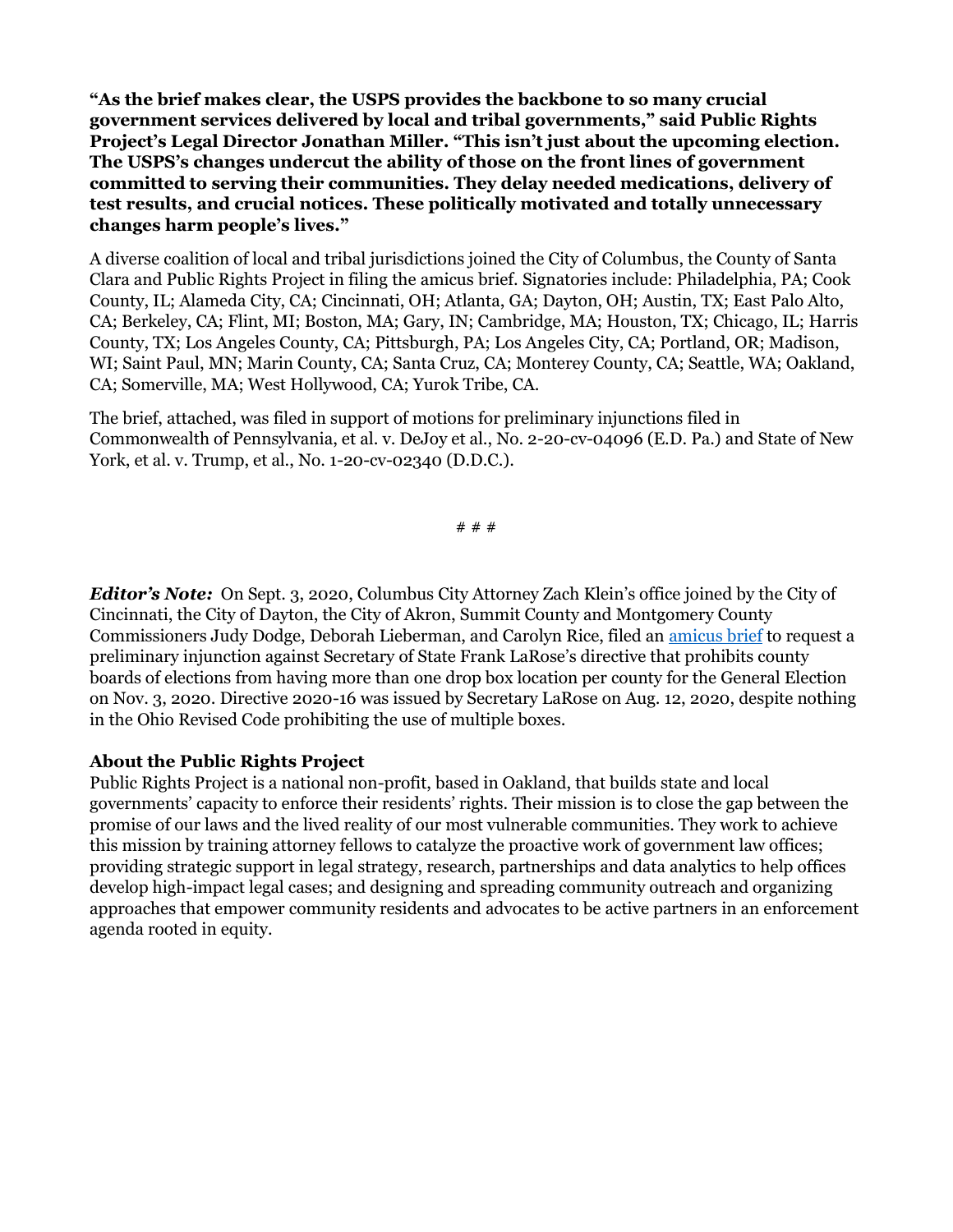**"As the brief makes clear, the USPS provides the backbone to so many crucial government services delivered by local and tribal governments," said Public Rights Project's Legal Director Jonathan Miller. "This isn't just about the upcoming election. The USPS's changes undercut the ability of those on the front lines of government committed to serving their communities. They delay needed medications, delivery of test results, and crucial notices. These politically motivated and totally unnecessary changes harm people's lives."**

A diverse coalition of local and tribal jurisdictions joined the City of Columbus, the County of Santa Clara and Public Rights Project in filing the amicus brief. Signatories include: Philadelphia, PA; Cook County, IL; Alameda City, CA; Cincinnati, OH; Atlanta, GA; Dayton, OH; Austin, TX; East Palo Alto, CA; Berkeley, CA; Flint, MI; Boston, MA; Gary, IN; Cambridge, MA; Houston, TX; Chicago, IL; Harris County, TX; Los Angeles County, CA; Pittsburgh, PA; Los Angeles City, CA; Portland, OR; Madison, WI; Saint Paul, MN; Marin County, CA; Santa Cruz, CA; Monterey County, CA; Seattle, WA; Oakland, CA; Somerville, MA; West Hollywood, CA; Yurok Tribe, CA.

The brief, attached, was filed in support of motions for preliminary injunctions filed in Commonwealth of Pennsylvania, et al. v. DeJoy et al., No. 2-20-cv-04096 (E.D. Pa.) and State of New York, et al. v. Trump, et al., No. 1-20-cv-02340 (D.D.C.).

# # #

***Editor's Note:*** On Sept. 3, 2020, Columbus City Attorney Zach Klein's office joined by the City of Cincinnati, the City of Dayton, the City of Akron, Summit County and Montgomery County Commissioners Judy Dodge, Deborah Lieberman, and Carolyn Rice, filed an amicus brief to request a preliminary injunction against Secretary of State Frank LaRose's directive that prohibits county boards of elections from having more than one drop box location per county for the General Election on Nov. 3, 2020. Directive 2020-16 was issued by Secretary LaRose on Aug. 12, 2020, despite nothing in the Ohio Revised Code prohibiting the use of multiple boxes.

**About the Public Rights Project**

Public Rights Project is a national non-profit, based in Oakland, that builds state and local governments' capacity to enforce their residents' rights. Their mission is to close the gap between the promise of our laws and the lived reality of our most vulnerable communities. They work to achieve this mission by training attorney fellows to catalyze the proactive work of government law offices; providing strategic support in legal strategy, research, partnerships and data analytics to help offices develop high-impact legal cases; and designing and spreading community outreach and organizing approaches that empower community residents and advocates to be active partners in an enforcement agenda rooted in equity.